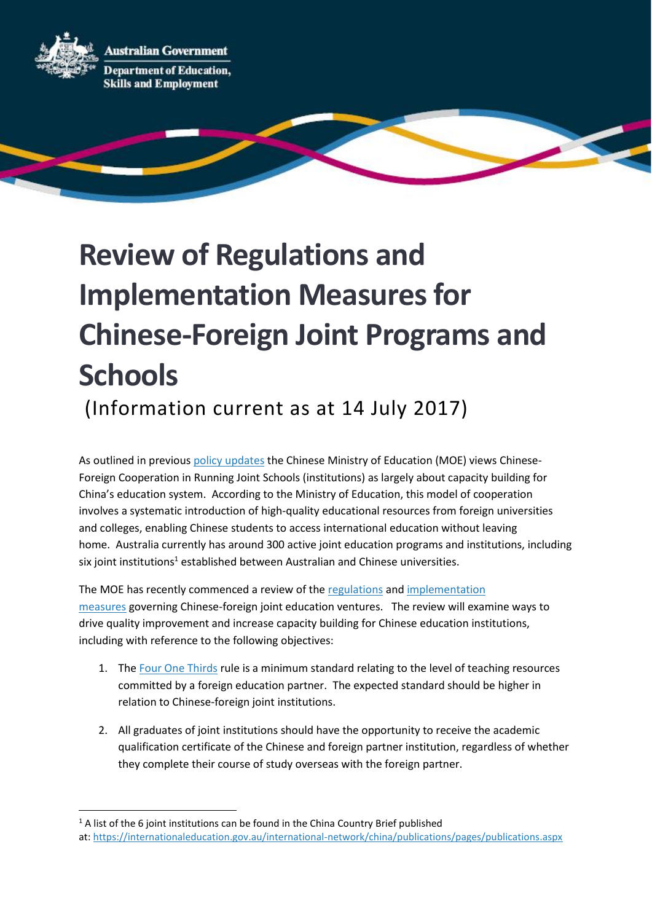Australian Government

Department of Education, Skills and Employment

# Review of Regulations and Implementation Measures for Chinese-Foreign Joint Programs and Schools

(Information current as at 14 July 2017)

As outlined in previous policy updates the Chinese Ministry of Education (MOE) views Chinese-Foreign Cooperation in Running Joint Schools (institutions) as largely about capacity building for China's education system. According to the Ministry of Education, this model of cooperation involves a systematic introduction of high-quality educational resources from foreign universities and colleges, enabling Chinese students to access international education without leaving home. Australia currently has around 300 active joint education programs and institutions, including six joint institutions[1] established between Australian and Chinese universities.

The MOE has recently commenced a review of the regulations and implementation measures governing Chinese-foreign joint education ventures. The review will examine ways to drive quality improvement and increase capacity building for Chinese education institutions, including with reference to the following objectives:

1. The Four One Thirds rule is a minimum standard relating to the level of teaching resources committed by a foreign education partner. The expected standard should be higher in relation to Chinese-foreign joint institutions.
2. All graduates of joint institutions should have the opportunity to receive the academic qualification certificate of the Chinese and foreign partner institution, regardless of whether they complete their course of study overseas with the foreign partner.

[1] A list of the 6 joint institutions can be found in the China Country Brief published at: https://internationaleducation.gov.au/international-network/china/publications/pages/publications.aspx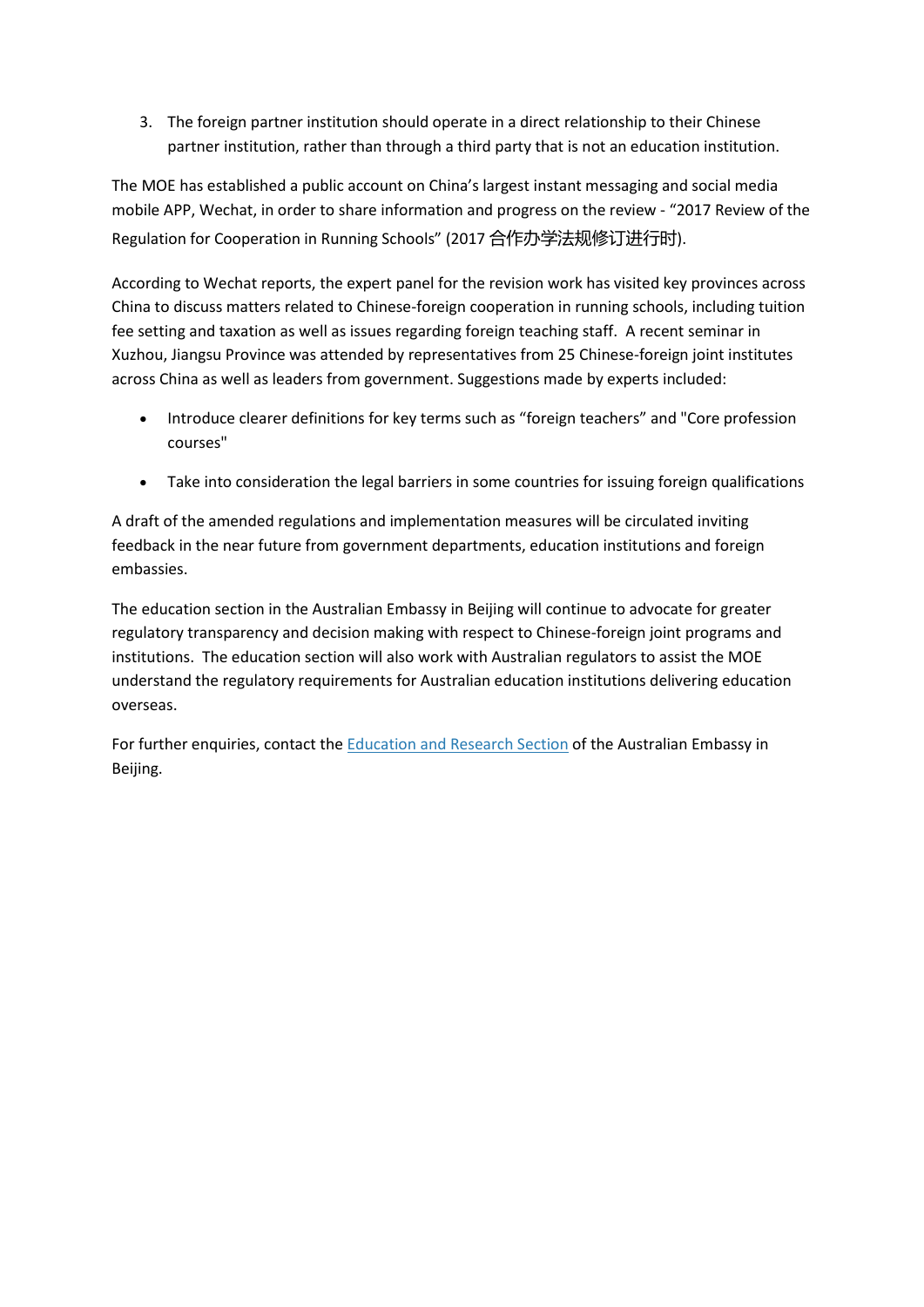3. The foreign partner institution should operate in a direct relationship to their Chinese partner institution, rather than through a third party that is not an education institution.

The MOE has established a public account on China's largest instant messaging and social media mobile APP, Wechat, in order to share information and progress on the review - "2017 Review of the Regulation for Cooperation in Running Schools" (2017 合作办学法规修订进行时).

According to Wechat reports, the expert panel for the revision work has visited key provinces across China to discuss matters related to Chinese-foreign cooperation in running schools, including tuition fee setting and taxation as well as issues regarding foreign teaching staff. A recent seminar in Xuzhou, Jiangsu Province was attended by representatives from 25 Chinese-foreign joint institutes across China as well as leaders from government. Suggestions made by experts included:

- Introduce clearer definitions for key terms such as "foreign teachers" and "Core profession courses"
- Take into consideration the legal barriers in some countries for issuing foreign qualifications

A draft of the amended regulations and implementation measures will be circulated inviting feedback in the near future from government departments, education institutions and foreign embassies.

The education section in the Australian Embassy in Beijing will continue to advocate for greater regulatory transparency and decision making with respect to Chinese-foreign joint programs and institutions. The education section will also work with Australian regulators to assist the MOE understand the regulatory requirements for Australian education institutions delivering education overseas.

For further enquiries, contact the Education and Research Section of the Australian Embassy in Beijing.